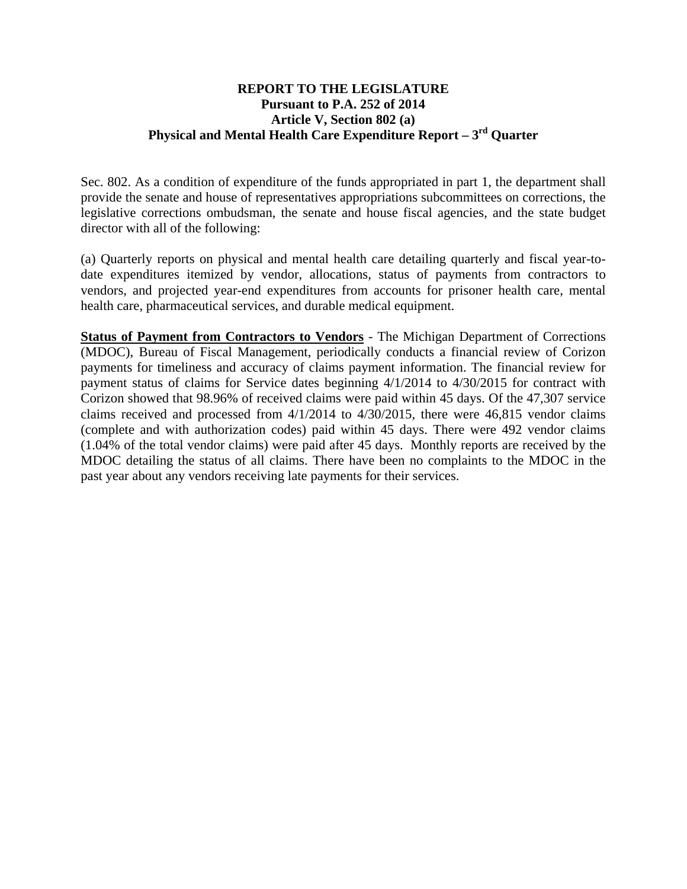**REPORT TO THE LEGISLATURE**
**Pursuant to P.A. 252 of 2014**
**Article V, Section 802 (a)**
**Physical and Mental Health Care Expenditure Report – 3rd Quarter**

Sec. 802. As a condition of expenditure of the funds appropriated in part 1, the department shall provide the senate and house of representatives appropriations subcommittees on corrections, the legislative corrections ombudsman, the senate and house fiscal agencies, and the state budget director with all of the following:

(a) Quarterly reports on physical and mental health care detailing quarterly and fiscal year-to-date expenditures itemized by vendor, allocations, status of payments from contractors to vendors, and projected year-end expenditures from accounts for prisoner health care, mental health care, pharmaceutical services, and durable medical equipment.

**Status of Payment from Contractors to Vendors** - The Michigan Department of Corrections (MDOC), Bureau of Fiscal Management, periodically conducts a financial review of Corizon payments for timeliness and accuracy of claims payment information. The financial review for payment status of claims for Service dates beginning 4/1/2014 to 4/30/2015 for contract with Corizon showed that 98.96% of received claims were paid within 45 days. Of the 47,307 service claims received and processed from 4/1/2014 to 4/30/2015, there were 46,815 vendor claims (complete and with authorization codes) paid within 45 days. There were 492 vendor claims (1.04% of the total vendor claims) were paid after 45 days. Monthly reports are received by the MDOC detailing the status of all claims. There have been no complaints to the MDOC in the past year about any vendors receiving late payments for their services.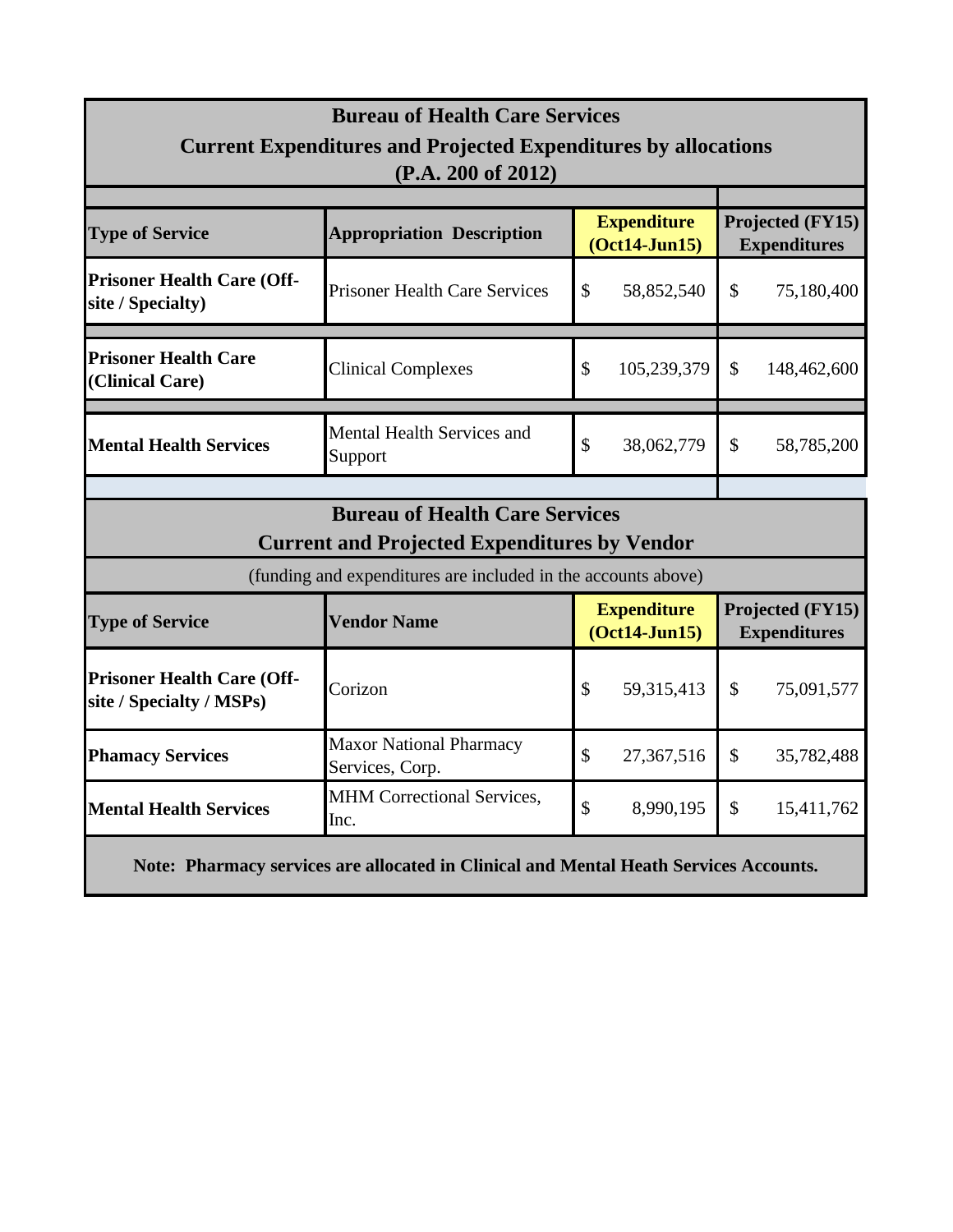## Bureau of Health Care Services
## Current Expenditures and Projected Expenditures by allocations
## (P.A. 200 of 2012)

| Type of Service | Appropriation Description | Expenditure (Oct14-Jun15) | Projected (FY15) Expenditures |
|---|---|---|---|
| **Prisoner Health Care (Off-site / Specialty)** | Prisoner Health Care Services | $ 58,852,540 | $ 75,180,400 |
| **Prisoner Health Care (Clinical Care)** | Clinical Complexes | $ 105,239,379 | $ 148,462,600 |
| **Mental Health Services** | Mental Health Services and Support | $ 38,062,779 | $ 58,785,200 |

## Bureau of Health Care Services
## Current and Projected Expenditures by Vendor

(funding and expenditures are included in the accounts above)

| Type of Service | Vendor Name | Expenditure (Oct14-Jun15) | Projected (FY15) Expenditures |
|---|---|---|---|
| **Prisoner Health Care (Off-site / Specialty / MSPs)** | Corizon | $ 59,315,413 | $ 75,091,577 |
| **Phamacy Services** | Maxor National Pharmacy Services, Corp. | $ 27,367,516 | $ 35,782,488 |
| **Mental Health Services** | MHM Correctional Services, Inc. | $ 8,990,195 | $ 15,411,762 |

**Note: Pharmacy services are allocated in Clinical and Mental Heath Services Accounts.**